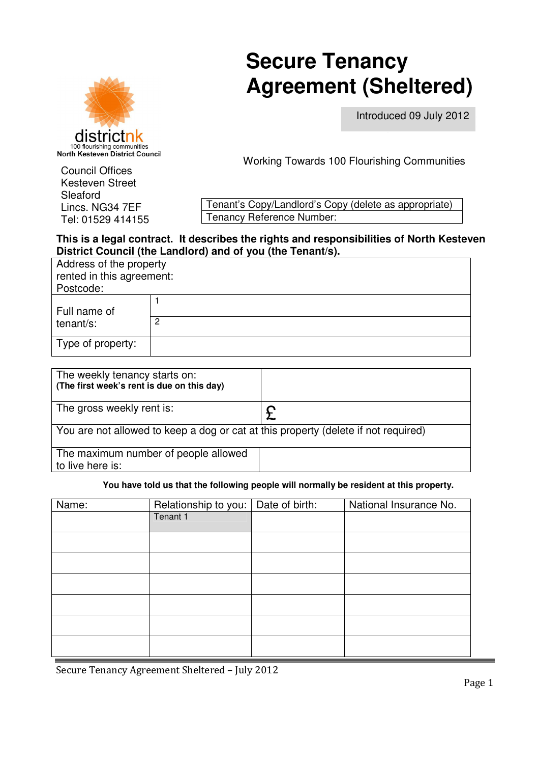# Secure Tenancy Agreement (Sheltered)

Introduced 09 July 2012

districtnk
100 flourishing communities
North Kesteven District Council

Council Offices
Kesteven Street
Sleaford
Lincs. NG34 7EF
Tel: 01529 414155

Working Towards 100 Flourishing Communities

| Tenant's Copy/Landlord's Copy (delete as appropriate) |
|---|
| Tenancy Reference Number: |

**This is a legal contract. It describes the rights and responsibilities of North Kesteven District Council (the Landlord) and of you (the Tenant/s).**

| Address of the property rented in this agreement:<br>Postcode: | |
|---|---|
| Full name of tenant/s: | 1 |
| | 2 |
| Type of property: | |

| The weekly tenancy starts on:<br>**(The first week's rent is due on this day)** | |
|---|---|
| The gross weekly rent is: | £ |
| You are not allowed to keep a dog or cat at this property (delete if not required) | |
| The maximum number of people allowed to live here is: | |

**You have told us that the following people will normally be resident at this property.**

| Name: | Relationship to you: | Date of birth: | National Insurance No. |
|---|---|---|---|
| | Tenant 1 | | |
| | | | |
| | | | |
| | | | |
| | | | |
| | | | |
| | | | |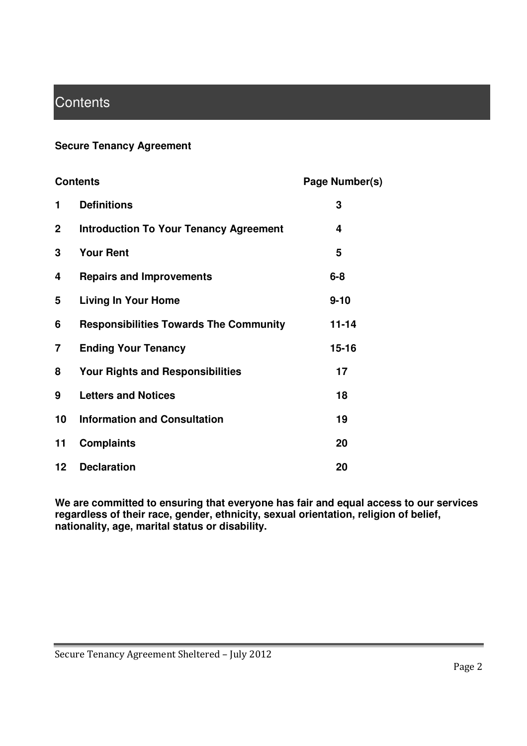# Contents

**Secure Tenancy Agreement**

| **Contents** | | **Page Number(s)** |
|---|---|---|
| **1** | **Definitions** | **3** |
| **2** | **Introduction To Your Tenancy Agreement** | **4** |
| **3** | **Your Rent** | **5** |
| **4** | **Repairs and Improvements** | **6-8** |
| **5** | **Living In Your Home** | **9-10** |
| **6** | **Responsibilities Towards The Community** | **11-14** |
| **7** | **Ending Your Tenancy** | **15-16** |
| **8** | **Your Rights and Responsibilities** | **17** |
| **9** | **Letters and Notices** | **18** |
| **10** | **Information and Consultation** | **19** |
| **11** | **Complaints** | **20** |
| **12** | **Declaration** | **20** |

**We are committed to ensuring that everyone has fair and equal access to our services regardless of their race, gender, ethnicity, sexual orientation, religion of belief, nationality, age, marital status or disability.**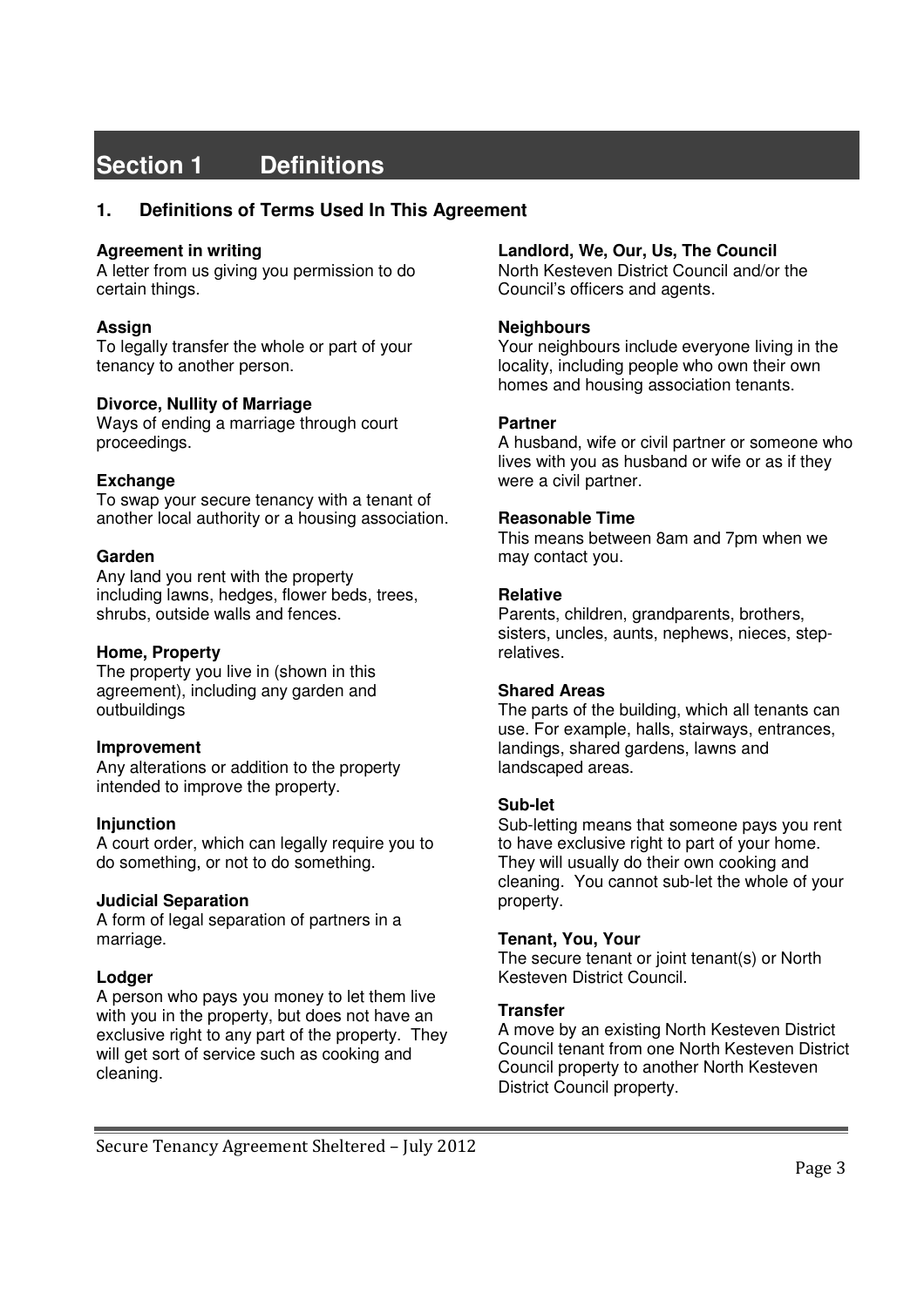# Section 1 Definitions

## 1. Definitions of Terms Used In This Agreement

**Agreement in writing**
A letter from us giving you permission to do certain things.

**Assign**
To legally transfer the whole or part of your tenancy to another person.

**Divorce, Nullity of Marriage**
Ways of ending a marriage through court proceedings.

**Exchange**
To swap your secure tenancy with a tenant of another local authority or a housing association.

**Garden**
Any land you rent with the property including lawns, hedges, flower beds, trees, shrubs, outside walls and fences.

**Home, Property**
The property you live in (shown in this agreement), including any garden and outbuildings

**Improvement**
Any alterations or addition to the property intended to improve the property.

**Injunction**
A court order, which can legally require you to do something, or not to do something.

**Judicial Separation**
A form of legal separation of partners in a marriage.

**Lodger**
A person who pays you money to let them live with you in the property, but does not have an exclusive right to any part of the property. They will get sort of service such as cooking and cleaning.

**Landlord, We, Our, Us, The Council**
North Kesteven District Council and/or the Council's officers and agents.

**Neighbours**
Your neighbours include everyone living in the locality, including people who own their own homes and housing association tenants.

**Partner**
A husband, wife or civil partner or someone who lives with you as husband or wife or as if they were a civil partner.

**Reasonable Time**
This means between 8am and 7pm when we may contact you.

**Relative**
Parents, children, grandparents, brothers, sisters, uncles, aunts, nephews, nieces, step-relatives.

**Shared Areas**
The parts of the building, which all tenants can use. For example, halls, stairways, entrances, landings, shared gardens, lawns and landscaped areas.

**Sub-let**
Sub-letting means that someone pays you rent to have exclusive right to part of your home. They will usually do their own cooking and cleaning. You cannot sub-let the whole of your property.

**Tenant, You, Your**
The secure tenant or joint tenant(s) or North Kesteven District Council.

**Transfer**
A move by an existing North Kesteven District Council tenant from one North Kesteven District Council property to another North Kesteven District Council property.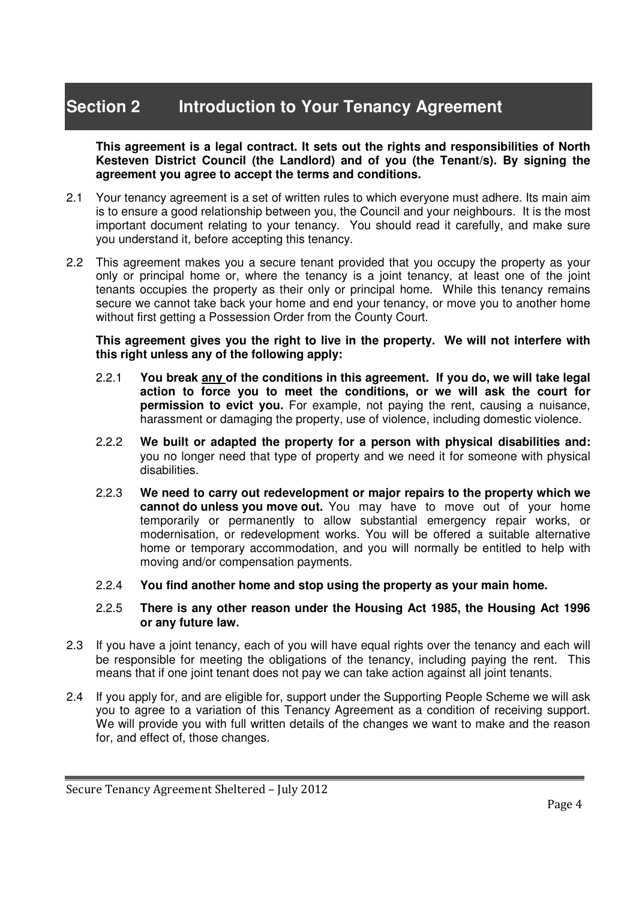# Section 2 Introduction to Your Tenancy Agreement

**This agreement is a legal contract. It sets out the rights and responsibilities of North Kesteven District Council (the Landlord) and of you (the Tenant/s). By signing the agreement you agree to accept the terms and conditions.**

2.1 Your tenancy agreement is a set of written rules to which everyone must adhere. Its main aim is to ensure a good relationship between you, the Council and your neighbours. It is the most important document relating to your tenancy. You should read it carefully, and make sure you understand it, before accepting this tenancy.

2.2 This agreement makes you a secure tenant provided that you occupy the property as your only or principal home or, where the tenancy is a joint tenancy, at least one of the joint tenants occupies the property as their only or principal home. While this tenancy remains secure we cannot take back your home and end your tenancy, or move you to another home without first getting a Possession Order from the County Court.

**This agreement gives you the right to live in the property. We will not interfere with this right unless any of the following apply:**

2.2.1 **You break <u>any</u> of the conditions in this agreement. If you do, we will take legal action to force you to meet the conditions, or we will ask the court for permission to evict you.** For example, not paying the rent, causing a nuisance, harassment or damaging the property, use of violence, including domestic violence.

2.2.2 **We built or adapted the property for a person with physical disabilities and:** you no longer need that type of property and we need it for someone with physical disabilities.

2.2.3 **We need to carry out redevelopment or major repairs to the property which we cannot do unless you move out.** You may have to move out of your home temporarily or permanently to allow substantial emergency repair works, or modernisation, or redevelopment works. You will be offered a suitable alternative home or temporary accommodation, and you will normally be entitled to help with moving and/or compensation payments.

2.2.4 **You find another home and stop using the property as your main home.**

2.2.5 **There is any other reason under the Housing Act 1985, the Housing Act 1996 or any future law.**

2.3 If you have a joint tenancy, each of you will have equal rights over the tenancy and each will be responsible for meeting the obligations of the tenancy, including paying the rent. This means that if one joint tenant does not pay we can take action against all joint tenants.

2.4 If you apply for, and are eligible for, support under the Supporting People Scheme we will ask you to agree to a variation of this Tenancy Agreement as a condition of receiving support. We will provide you with full written details of the changes we want to make and the reason for, and effect of, those changes.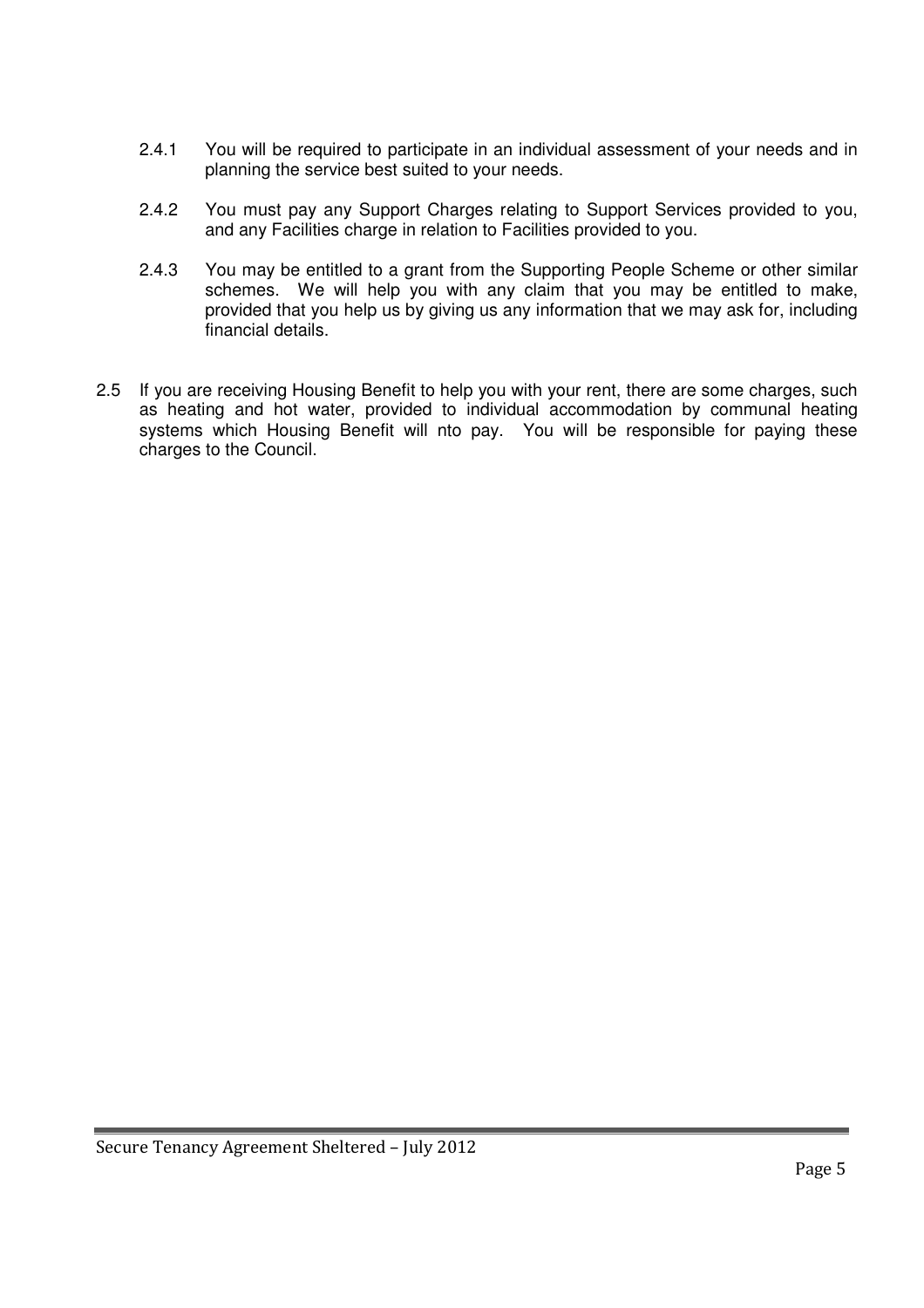2.4.1 You will be required to participate in an individual assessment of your needs and in planning the service best suited to your needs.

2.4.2 You must pay any Support Charges relating to Support Services provided to you, and any Facilities charge in relation to Facilities provided to you.

2.4.3 You may be entitled to a grant from the Supporting People Scheme or other similar schemes. We will help you with any claim that you may be entitled to make, provided that you help us by giving us any information that we may ask for, including financial details.

2.5 If you are receiving Housing Benefit to help you with your rent, there are some charges, such as heating and hot water, provided to individual accommodation by communal heating systems which Housing Benefit will nto pay. You will be responsible for paying these charges to the Council.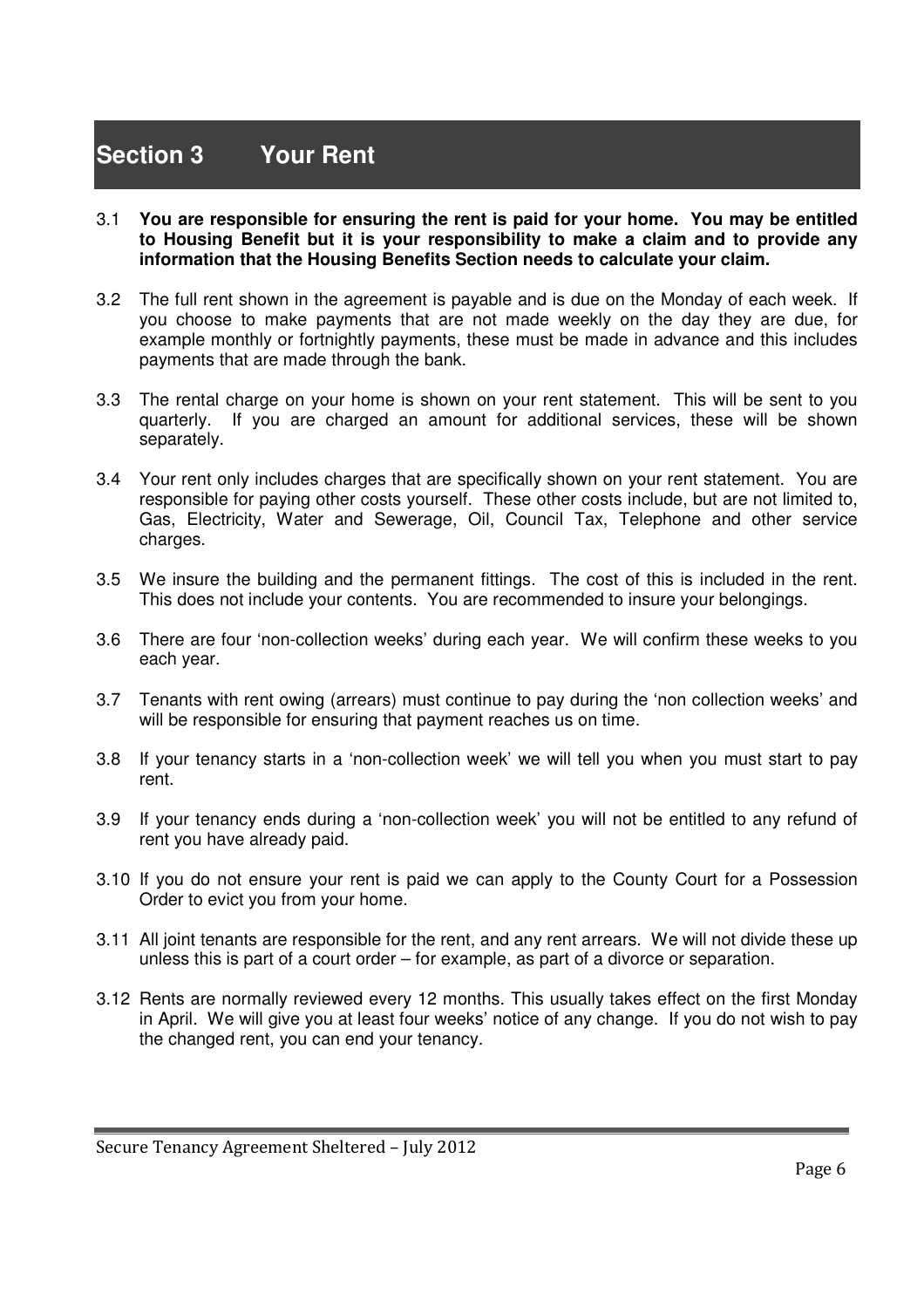## Section 3 Your Rent

3.1 **You are responsible for ensuring the rent is paid for your home. You may be entitled to Housing Benefit but it is your responsibility to make a claim and to provide any information that the Housing Benefits Section needs to calculate your claim.**

3.2 The full rent shown in the agreement is payable and is due on the Monday of each week. If you choose to make payments that are not made weekly on the day they are due, for example monthly or fortnightly payments, these must be made in advance and this includes payments that are made through the bank.

3.3 The rental charge on your home is shown on your rent statement. This will be sent to you quarterly. If you are charged an amount for additional services, these will be shown separately.

3.4 Your rent only includes charges that are specifically shown on your rent statement. You are responsible for paying other costs yourself. These other costs include, but are not limited to, Gas, Electricity, Water and Sewerage, Oil, Council Tax, Telephone and other service charges.

3.5 We insure the building and the permanent fittings. The cost of this is included in the rent. This does not include your contents. You are recommended to insure your belongings.

3.6 There are four 'non-collection weeks' during each year. We will confirm these weeks to you each year.

3.7 Tenants with rent owing (arrears) must continue to pay during the 'non collection weeks' and will be responsible for ensuring that payment reaches us on time.

3.8 If your tenancy starts in a 'non-collection week' we will tell you when you must start to pay rent.

3.9 If your tenancy ends during a 'non-collection week' you will not be entitled to any refund of rent you have already paid.

3.10 If you do not ensure your rent is paid we can apply to the County Court for a Possession Order to evict you from your home.

3.11 All joint tenants are responsible for the rent, and any rent arrears. We will not divide these up unless this is part of a court order – for example, as part of a divorce or separation.

3.12 Rents are normally reviewed every 12 months. This usually takes effect on the first Monday in April. We will give you at least four weeks' notice of any change. If you do not wish to pay the changed rent, you can end your tenancy.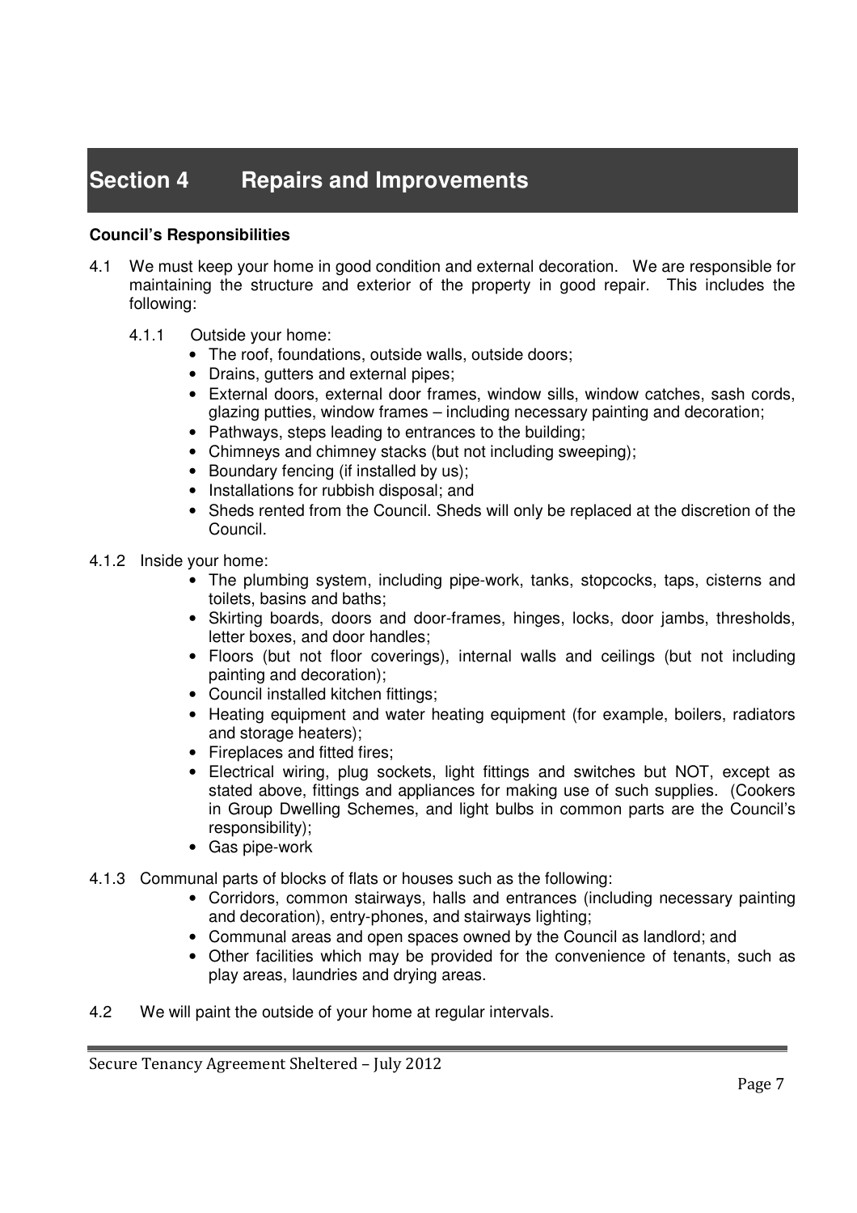# Section 4 Repairs and Improvements

**Council's Responsibilities**

4.1 We must keep your home in good condition and external decoration. We are responsible for maintaining the structure and exterior of the property in good repair. This includes the following:

4.1.1 Outside your home:

- The roof, foundations, outside walls, outside doors;
- Drains, gutters and external pipes;
- External doors, external door frames, window sills, window catches, sash cords, glazing putties, window frames – including necessary painting and decoration;
- Pathways, steps leading to entrances to the building;
- Chimneys and chimney stacks (but not including sweeping);
- Boundary fencing (if installed by us);
- Installations for rubbish disposal; and
- Sheds rented from the Council. Sheds will only be replaced at the discretion of the Council.

4.1.2 Inside your home:

- The plumbing system, including pipe-work, tanks, stopcocks, taps, cisterns and toilets, basins and baths;
- Skirting boards, doors and door-frames, hinges, locks, door jambs, thresholds, letter boxes, and door handles;
- Floors (but not floor coverings), internal walls and ceilings (but not including painting and decoration);
- Council installed kitchen fittings;
- Heating equipment and water heating equipment (for example, boilers, radiators and storage heaters);
- Fireplaces and fitted fires;
- Electrical wiring, plug sockets, light fittings and switches but NOT, except as stated above, fittings and appliances for making use of such supplies. (Cookers in Group Dwelling Schemes, and light bulbs in common parts are the Council's responsibility);
- Gas pipe-work

4.1.3 Communal parts of blocks of flats or houses such as the following:

- Corridors, common stairways, halls and entrances (including necessary painting and decoration), entry-phones, and stairways lighting;
- Communal areas and open spaces owned by the Council as landlord; and
- Other facilities which may be provided for the convenience of tenants, such as play areas, laundries and drying areas.

4.2 We will paint the outside of your home at regular intervals.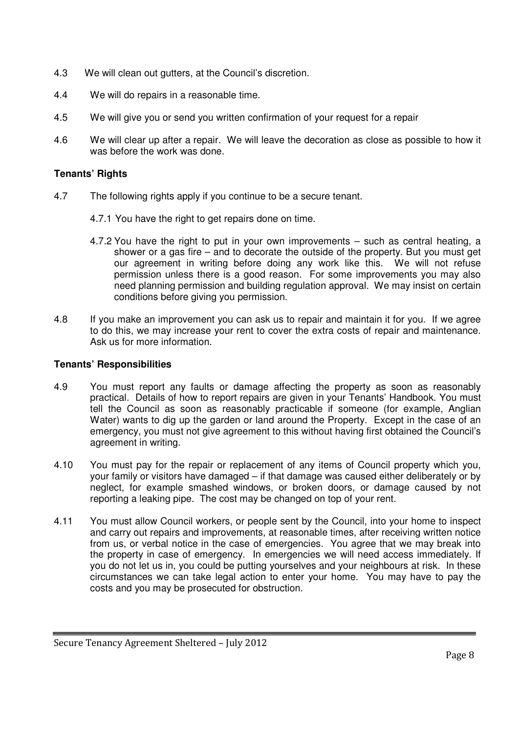4.3 We will clean out gutters, at the Council's discretion.

4.4 We will do repairs in a reasonable time.

4.5 We will give you or send you written confirmation of your request for a repair

4.6 We will clear up after a repair. We will leave the decoration as close as possible to how it was before the work was done.

**Tenants' Rights**

4.7 The following rights apply if you continue to be a secure tenant.

4.7.1 You have the right to get repairs done on time.

4.7.2 You have the right to put in your own improvements – such as central heating, a shower or a gas fire – and to decorate the outside of the property. But you must get our agreement in writing before doing any work like this. We will not refuse permission unless there is a good reason. For some improvements you may also need planning permission and building regulation approval. We may insist on certain conditions before giving you permission.

4.8 If you make an improvement you can ask us to repair and maintain it for you. If we agree to do this, we may increase your rent to cover the extra costs of repair and maintenance. Ask us for more information.

**Tenants' Responsibilities**

4.9 You must report any faults or damage affecting the property as soon as reasonably practical. Details of how to report repairs are given in your Tenants' Handbook. You must tell the Council as soon as reasonably practicable if someone (for example, Anglian Water) wants to dig up the garden or land around the Property. Except in the case of an emergency, you must not give agreement to this without having first obtained the Council's agreement in writing.

4.10 You must pay for the repair or replacement of any items of Council property which you, your family or visitors have damaged – if that damage was caused either deliberately or by neglect, for example smashed windows, or broken doors, or damage caused by not reporting a leaking pipe. The cost may be changed on top of your rent.

4.11 You must allow Council workers, or people sent by the Council, into your home to inspect and carry out repairs and improvements, at reasonable times, after receiving written notice from us, or verbal notice in the case of emergencies. You agree that we may break into the property in case of emergency. In emergencies we will need access immediately. If you do not let us in, you could be putting yourselves and your neighbours at risk. In these circumstances we can take legal action to enter your home. You may have to pay the costs and you may be prosecuted for obstruction.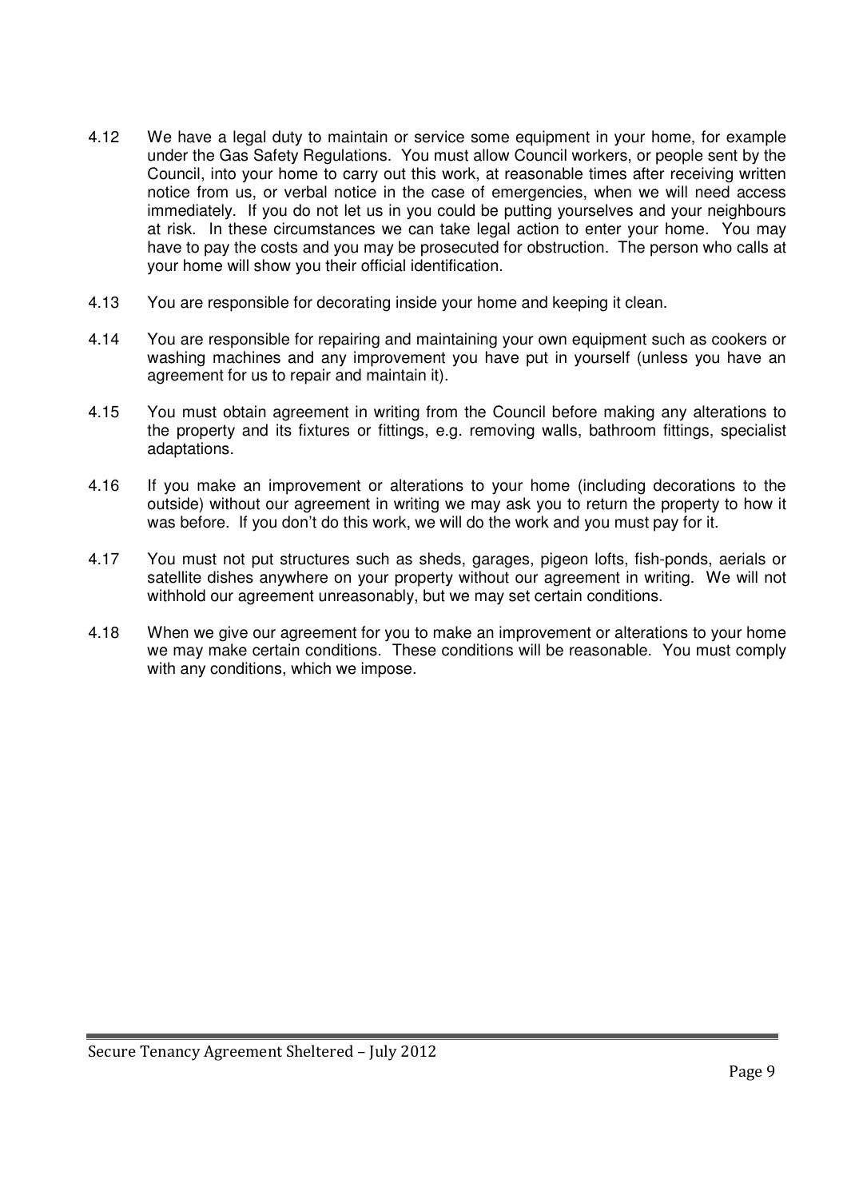4.12 We have a legal duty to maintain or service some equipment in your home, for example under the Gas Safety Regulations. You must allow Council workers, or people sent by the Council, into your home to carry out this work, at reasonable times after receiving written notice from us, or verbal notice in the case of emergencies, when we will need access immediately. If you do not let us in you could be putting yourselves and your neighbours at risk. In these circumstances we can take legal action to enter your home. You may have to pay the costs and you may be prosecuted for obstruction. The person who calls at your home will show you their official identification.

4.13 You are responsible for decorating inside your home and keeping it clean.

4.14 You are responsible for repairing and maintaining your own equipment such as cookers or washing machines and any improvement you have put in yourself (unless you have an agreement for us to repair and maintain it).

4.15 You must obtain agreement in writing from the Council before making any alterations to the property and its fixtures or fittings, e.g. removing walls, bathroom fittings, specialist adaptations.

4.16 If you make an improvement or alterations to your home (including decorations to the outside) without our agreement in writing we may ask you to return the property to how it was before. If you don't do this work, we will do the work and you must pay for it.

4.17 You must not put structures such as sheds, garages, pigeon lofts, fish-ponds, aerials or satellite dishes anywhere on your property without our agreement in writing. We will not withhold our agreement unreasonably, but we may set certain conditions.

4.18 When we give our agreement for you to make an improvement or alterations to your home we may make certain conditions. These conditions will be reasonable. You must comply with any conditions, which we impose.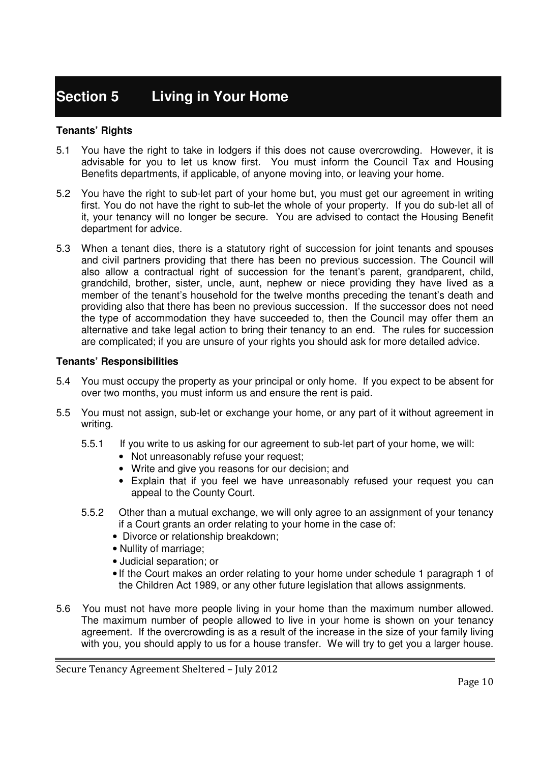# Section 5 Living in Your Home

**Tenants' Rights**

5.1 You have the right to take in lodgers if this does not cause overcrowding. However, it is advisable for you to let us know first. You must inform the Council Tax and Housing Benefits departments, if applicable, of anyone moving into, or leaving your home.

5.2 You have the right to sub-let part of your home but, you must get our agreement in writing first. You do not have the right to sub-let the whole of your property. If you do sub-let all of it, your tenancy will no longer be secure. You are advised to contact the Housing Benefit department for advice.

5.3 When a tenant dies, there is a statutory right of succession for joint tenants and spouses and civil partners providing that there has been no previous succession. The Council will also allow a contractual right of succession for the tenant's parent, grandparent, child, grandchild, brother, sister, uncle, aunt, nephew or niece providing they have lived as a member of the tenant's household for the twelve months preceding the tenant's death and providing also that there has been no previous succession. If the successor does not need the type of accommodation they have succeeded to, then the Council may offer them an alternative and take legal action to bring their tenancy to an end. The rules for succession are complicated; if you are unsure of your rights you should ask for more detailed advice.

**Tenants' Responsibilities**

5.4 You must occupy the property as your principal or only home. If you expect to be absent for over two months, you must inform us and ensure the rent is paid.

5.5 You must not assign, sub-let or exchange your home, or any part of it without agreement in writing.

5.5.1 If you write to us asking for our agreement to sub-let part of your home, we will:

- Not unreasonably refuse your request;
- Write and give you reasons for our decision; and
- Explain that if you feel we have unreasonably refused your request you can appeal to the County Court.

5.5.2 Other than a mutual exchange, we will only agree to an assignment of your tenancy if a Court grants an order relating to your home in the case of:

- Divorce or relationship breakdown;
- Nullity of marriage;
- Judicial separation; or
- If the Court makes an order relating to your home under schedule 1 paragraph 1 of the Children Act 1989, or any other future legislation that allows assignments.

5.6 You must not have more people living in your home than the maximum number allowed. The maximum number of people allowed to live in your home is shown on your tenancy agreement. If the overcrowding is as a result of the increase in the size of your family living with you, you should apply to us for a house transfer. We will try to get you a larger house.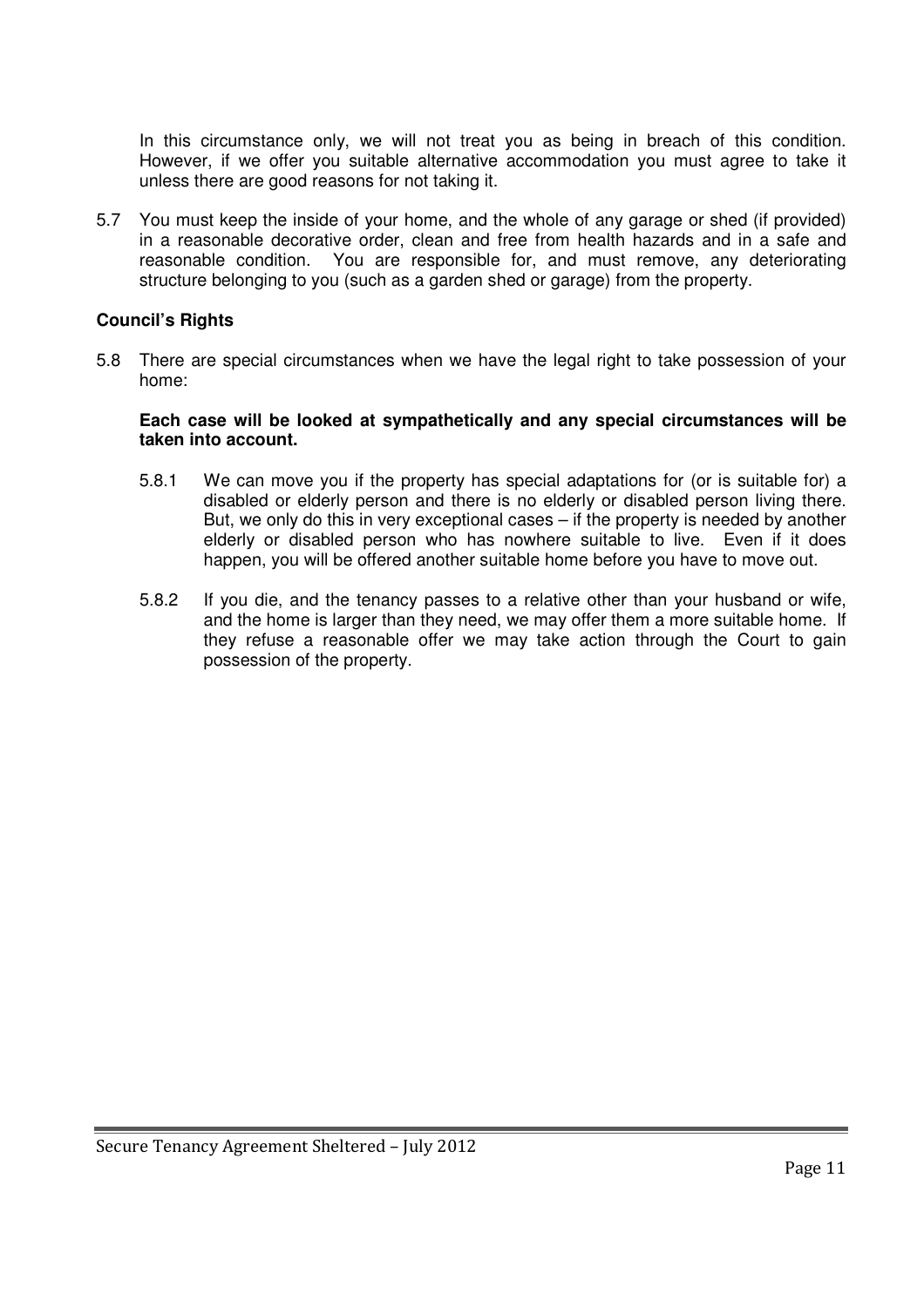In this circumstance only, we will not treat you as being in breach of this condition. However, if we offer you suitable alternative accommodation you must agree to take it unless there are good reasons for not taking it.

5.7 You must keep the inside of your home, and the whole of any garage or shed (if provided) in a reasonable decorative order, clean and free from health hazards and in a safe and reasonable condition. You are responsible for, and must remove, any deteriorating structure belonging to you (such as a garden shed or garage) from the property.

**Council's Rights**

5.8 There are special circumstances when we have the legal right to take possession of your home:

**Each case will be looked at sympathetically and any special circumstances will be taken into account.**

5.8.1 We can move you if the property has special adaptations for (or is suitable for) a disabled or elderly person and there is no elderly or disabled person living there. But, we only do this in very exceptional cases – if the property is needed by another elderly or disabled person who has nowhere suitable to live. Even if it does happen, you will be offered another suitable home before you have to move out.

5.8.2 If you die, and the tenancy passes to a relative other than your husband or wife, and the home is larger than they need, we may offer them a more suitable home. If they refuse a reasonable offer we may take action through the Court to gain possession of the property.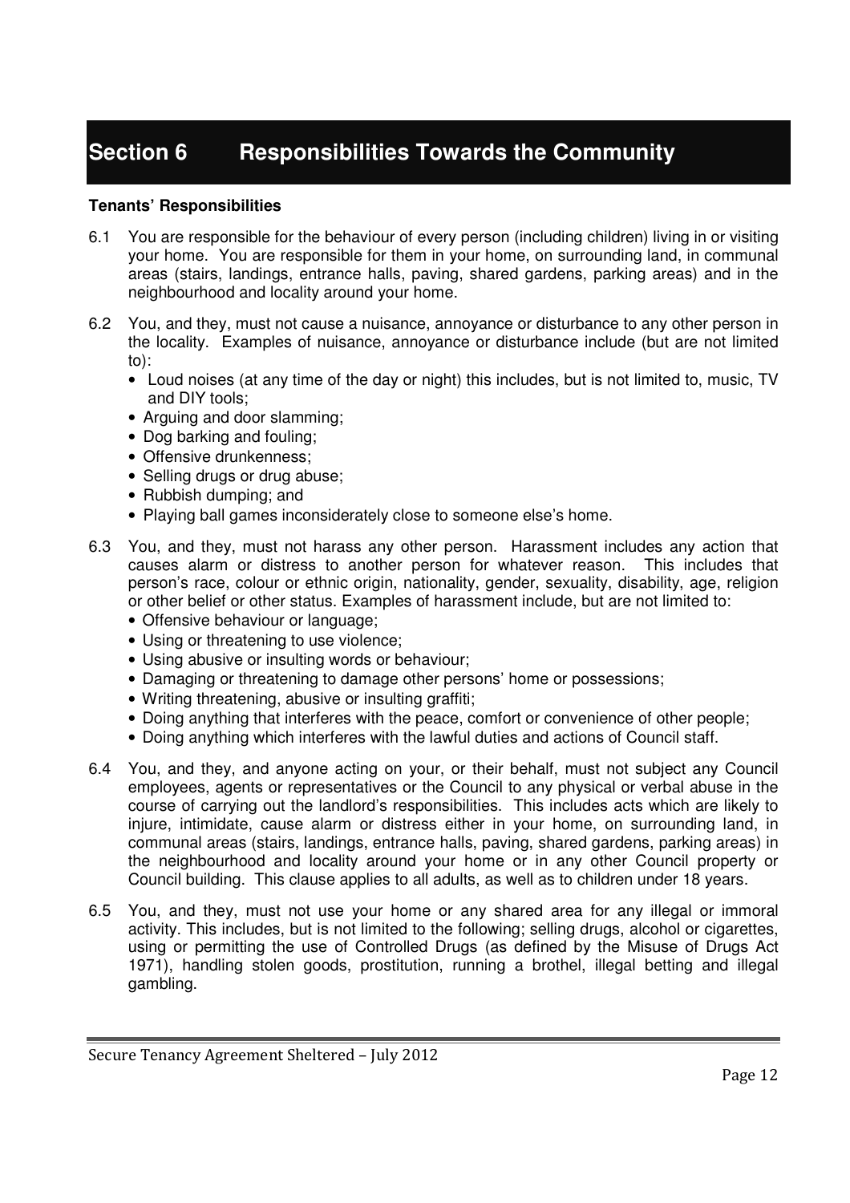# Section 6 Responsibilities Towards the Community

**Tenants' Responsibilities**

6.1 You are responsible for the behaviour of every person (including children) living in or visiting your home. You are responsible for them in your home, on surrounding land, in communal areas (stairs, landings, entrance halls, paving, shared gardens, parking areas) and in the neighbourhood and locality around your home.

6.2 You, and they, must not cause a nuisance, annoyance or disturbance to any other person in the locality. Examples of nuisance, annoyance or disturbance include (but are not limited to):

- Loud noises (at any time of the day or night) this includes, but is not limited to, music, TV and DIY tools;
- Arguing and door slamming;
- Dog barking and fouling;
- Offensive drunkenness;
- Selling drugs or drug abuse;
- Rubbish dumping; and
- Playing ball games inconsiderately close to someone else's home.

6.3 You, and they, must not harass any other person. Harassment includes any action that causes alarm or distress to another person for whatever reason. This includes that person's race, colour or ethnic origin, nationality, gender, sexuality, disability, age, religion or other belief or other status. Examples of harassment include, but are not limited to:

- Offensive behaviour or language;
- Using or threatening to use violence;
- Using abusive or insulting words or behaviour;
- Damaging or threatening to damage other persons' home or possessions;
- Writing threatening, abusive or insulting graffiti;
- Doing anything that interferes with the peace, comfort or convenience of other people;
- Doing anything which interferes with the lawful duties and actions of Council staff.

6.4 You, and they, and anyone acting on your, or their behalf, must not subject any Council employees, agents or representatives or the Council to any physical or verbal abuse in the course of carrying out the landlord's responsibilities. This includes acts which are likely to injure, intimidate, cause alarm or distress either in your home, on surrounding land, in communal areas (stairs, landings, entrance halls, paving, shared gardens, parking areas) in the neighbourhood and locality around your home or in any other Council property or Council building. This clause applies to all adults, as well as to children under 18 years.

6.5 You, and they, must not use your home or any shared area for any illegal or immoral activity. This includes, but is not limited to the following; selling drugs, alcohol or cigarettes, using or permitting the use of Controlled Drugs (as defined by the Misuse of Drugs Act 1971), handling stolen goods, prostitution, running a brothel, illegal betting and illegal gambling.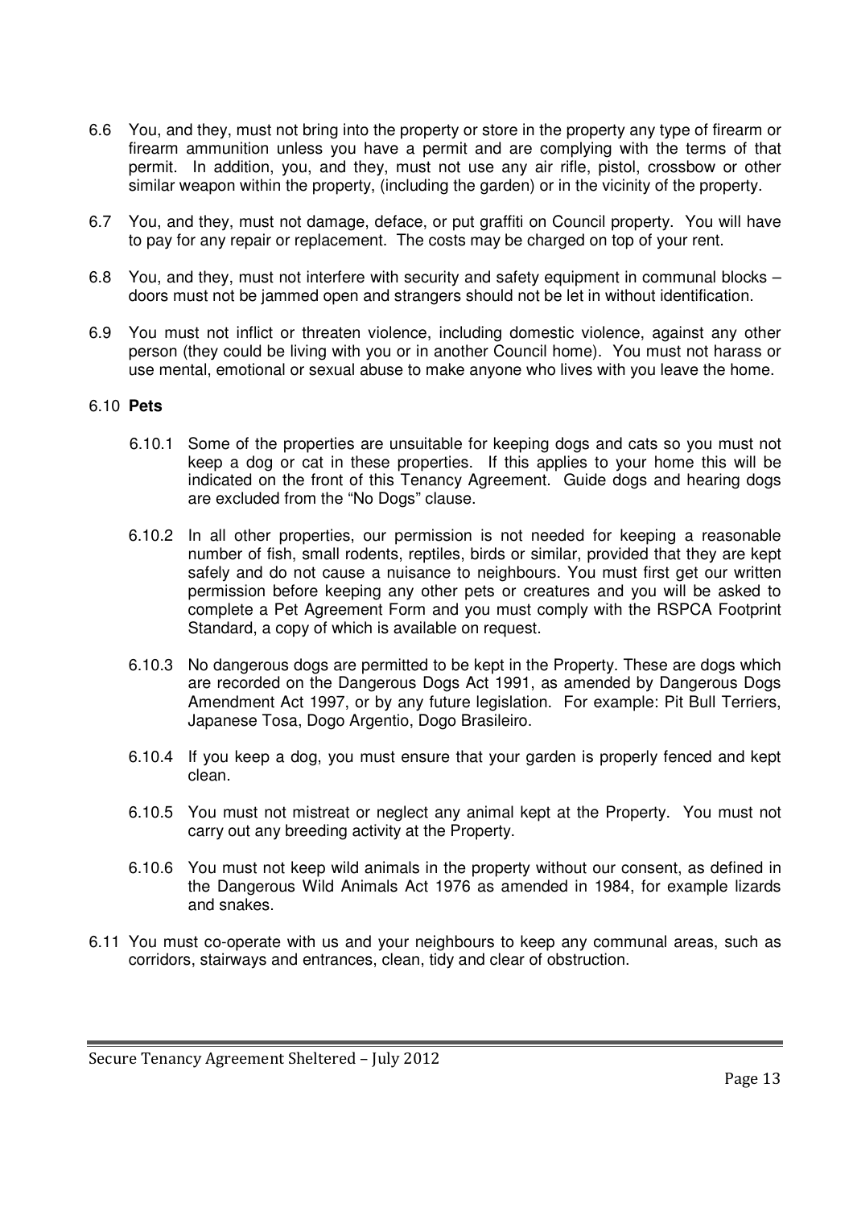6.6 You, and they, must not bring into the property or store in the property any type of firearm or firearm ammunition unless you have a permit and are complying with the terms of that permit. In addition, you, and they, must not use any air rifle, pistol, crossbow or other similar weapon within the property, (including the garden) or in the vicinity of the property.

6.7 You, and they, must not damage, deface, or put graffiti on Council property. You will have to pay for any repair or replacement. The costs may be charged on top of your rent.

6.8 You, and they, must not interfere with security and safety equipment in communal blocks – doors must not be jammed open and strangers should not be let in without identification.

6.9 You must not inflict or threaten violence, including domestic violence, against any other person (they could be living with you or in another Council home). You must not harass or use mental, emotional or sexual abuse to make anyone who lives with you leave the home.

6.10 **Pets**

6.10.1 Some of the properties are unsuitable for keeping dogs and cats so you must not keep a dog or cat in these properties. If this applies to your home this will be indicated on the front of this Tenancy Agreement. Guide dogs and hearing dogs are excluded from the "No Dogs" clause.

6.10.2 In all other properties, our permission is not needed for keeping a reasonable number of fish, small rodents, reptiles, birds or similar, provided that they are kept safely and do not cause a nuisance to neighbours. You must first get our written permission before keeping any other pets or creatures and you will be asked to complete a Pet Agreement Form and you must comply with the RSPCA Footprint Standard, a copy of which is available on request.

6.10.3 No dangerous dogs are permitted to be kept in the Property. These are dogs which are recorded on the Dangerous Dogs Act 1991, as amended by Dangerous Dogs Amendment Act 1997, or by any future legislation. For example: Pit Bull Terriers, Japanese Tosa, Dogo Argentio, Dogo Brasileiro.

6.10.4 If you keep a dog, you must ensure that your garden is properly fenced and kept clean.

6.10.5 You must not mistreat or neglect any animal kept at the Property. You must not carry out any breeding activity at the Property.

6.10.6 You must not keep wild animals in the property without our consent, as defined in the Dangerous Wild Animals Act 1976 as amended in 1984, for example lizards and snakes.

6.11 You must co-operate with us and your neighbours to keep any communal areas, such as corridors, stairways and entrances, clean, tidy and clear of obstruction.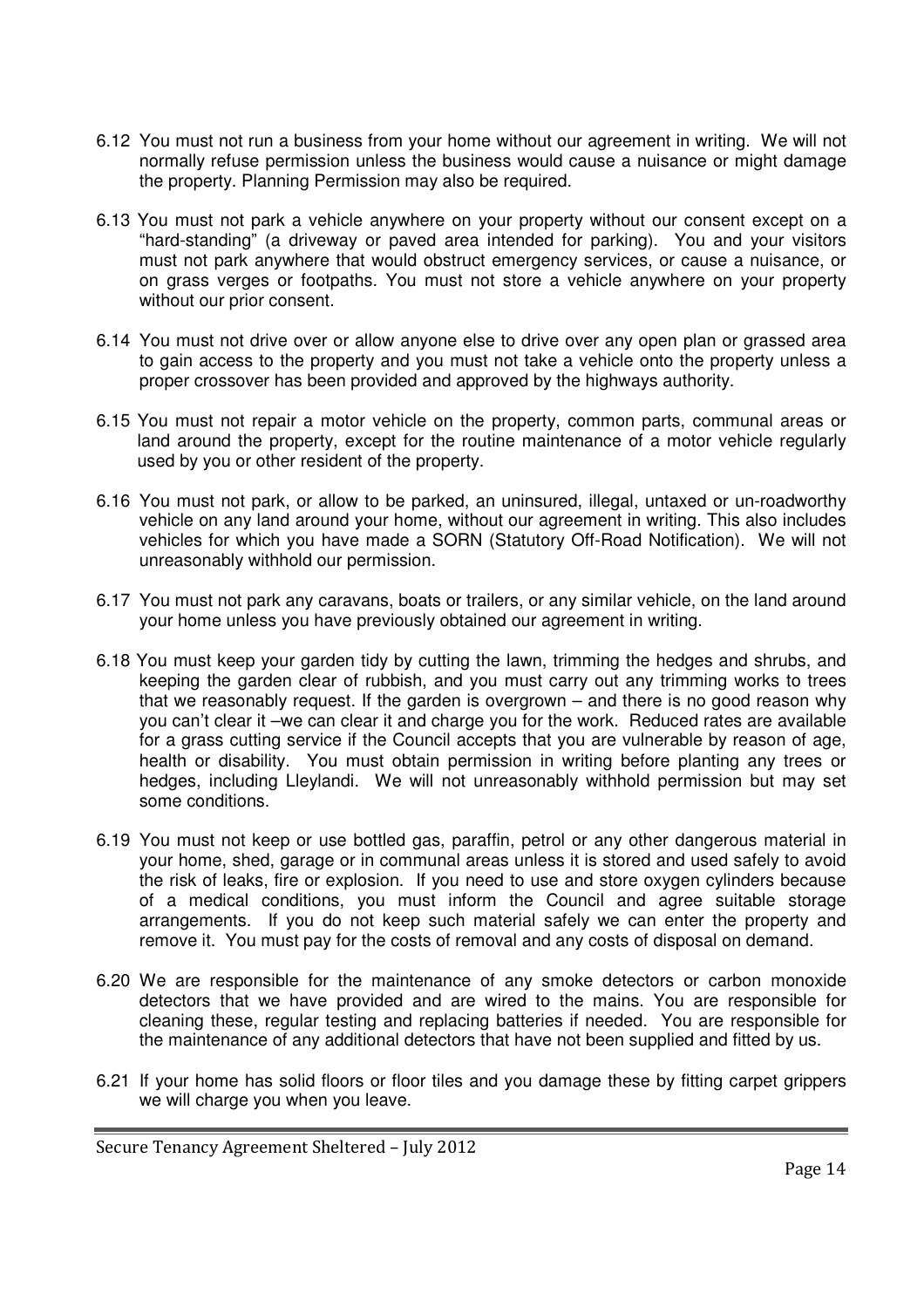6.12 You must not run a business from your home without our agreement in writing. We will not normally refuse permission unless the business would cause a nuisance or might damage the property. Planning Permission may also be required.

6.13 You must not park a vehicle anywhere on your property without our consent except on a "hard-standing" (a driveway or paved area intended for parking). You and your visitors must not park anywhere that would obstruct emergency services, or cause a nuisance, or on grass verges or footpaths. You must not store a vehicle anywhere on your property without our prior consent.

6.14 You must not drive over or allow anyone else to drive over any open plan or grassed area to gain access to the property and you must not take a vehicle onto the property unless a proper crossover has been provided and approved by the highways authority.

6.15 You must not repair a motor vehicle on the property, common parts, communal areas or land around the property, except for the routine maintenance of a motor vehicle regularly used by you or other resident of the property.

6.16 You must not park, or allow to be parked, an uninsured, illegal, untaxed or un-roadworthy vehicle on any land around your home, without our agreement in writing. This also includes vehicles for which you have made a SORN (Statutory Off-Road Notification). We will not unreasonably withhold our permission.

6.17 You must not park any caravans, boats or trailers, or any similar vehicle, on the land around your home unless you have previously obtained our agreement in writing.

6.18 You must keep your garden tidy by cutting the lawn, trimming the hedges and shrubs, and keeping the garden clear of rubbish, and you must carry out any trimming works to trees that we reasonably request. If the garden is overgrown – and there is no good reason why you can't clear it –we can clear it and charge you for the work. Reduced rates are available for a grass cutting service if the Council accepts that you are vulnerable by reason of age, health or disability. You must obtain permission in writing before planting any trees or hedges, including Lleylandi. We will not unreasonably withhold permission but may set some conditions.

6.19 You must not keep or use bottled gas, paraffin, petrol or any other dangerous material in your home, shed, garage or in communal areas unless it is stored and used safely to avoid the risk of leaks, fire or explosion. If you need to use and store oxygen cylinders because of a medical conditions, you must inform the Council and agree suitable storage arrangements. If you do not keep such material safely we can enter the property and remove it. You must pay for the costs of removal and any costs of disposal on demand.

6.20 We are responsible for the maintenance of any smoke detectors or carbon monoxide detectors that we have provided and are wired to the mains. You are responsible for cleaning these, regular testing and replacing batteries if needed. You are responsible for the maintenance of any additional detectors that have not been supplied and fitted by us.

6.21 If your home has solid floors or floor tiles and you damage these by fitting carpet grippers we will charge you when you leave.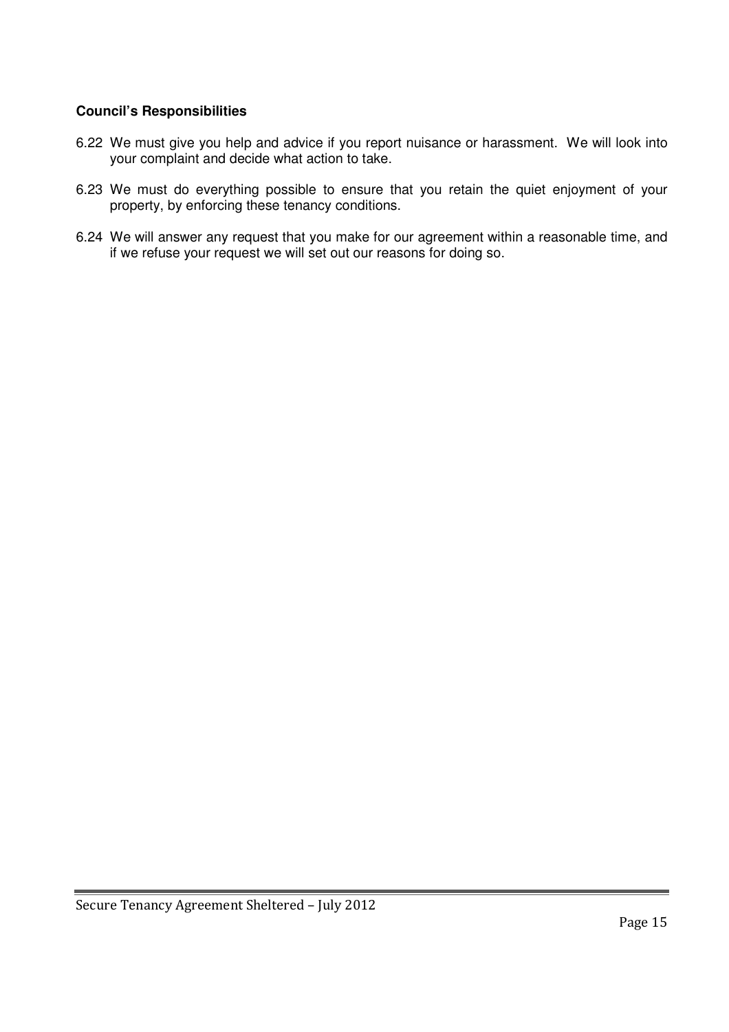**Council's Responsibilities**

6.22 We must give you help and advice if you report nuisance or harassment. We will look into your complaint and decide what action to take.

6.23 We must do everything possible to ensure that you retain the quiet enjoyment of your property, by enforcing these tenancy conditions.

6.24 We will answer any request that you make for our agreement within a reasonable time, and if we refuse your request we will set out our reasons for doing so.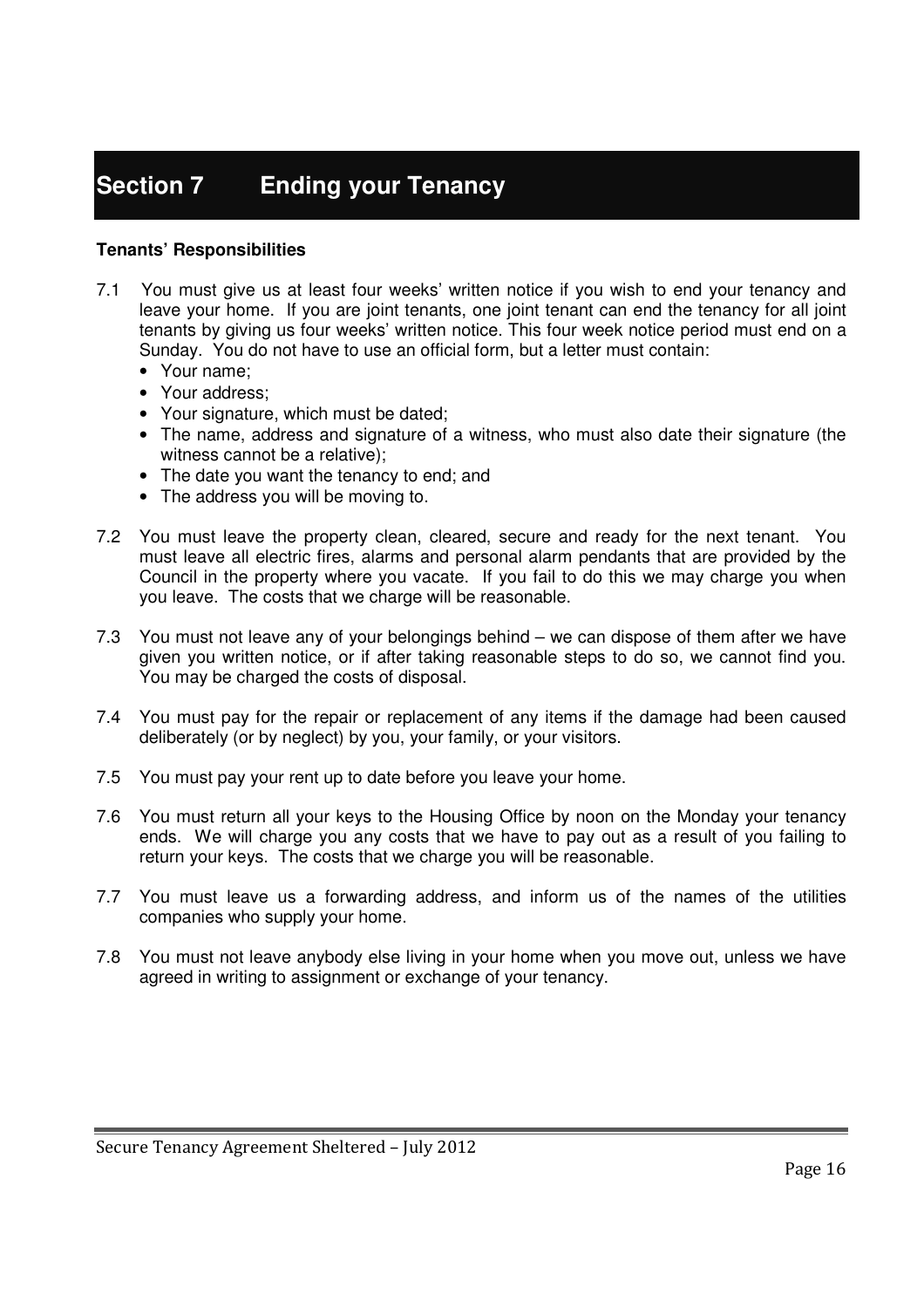# Section 7 Ending your Tenancy

**Tenants' Responsibilities**

7.1 You must give us at least four weeks' written notice if you wish to end your tenancy and leave your home. If you are joint tenants, one joint tenant can end the tenancy for all joint tenants by giving us four weeks' written notice. This four week notice period must end on a Sunday. You do not have to use an official form, but a letter must contain:

- Your name;
- Your address;
- Your signature, which must be dated;
- The name, address and signature of a witness, who must also date their signature (the witness cannot be a relative);
- The date you want the tenancy to end; and
- The address you will be moving to.

7.2 You must leave the property clean, cleared, secure and ready for the next tenant. You must leave all electric fires, alarms and personal alarm pendants that are provided by the Council in the property where you vacate. If you fail to do this we may charge you when you leave. The costs that we charge will be reasonable.

7.3 You must not leave any of your belongings behind – we can dispose of them after we have given you written notice, or if after taking reasonable steps to do so, we cannot find you. You may be charged the costs of disposal.

7.4 You must pay for the repair or replacement of any items if the damage had been caused deliberately (or by neglect) by you, your family, or your visitors.

7.5 You must pay your rent up to date before you leave your home.

7.6 You must return all your keys to the Housing Office by noon on the Monday your tenancy ends. We will charge you any costs that we have to pay out as a result of you failing to return your keys. The costs that we charge you will be reasonable.

7.7 You must leave us a forwarding address, and inform us of the names of the utilities companies who supply your home.

7.8 You must not leave anybody else living in your home when you move out, unless we have agreed in writing to assignment or exchange of your tenancy.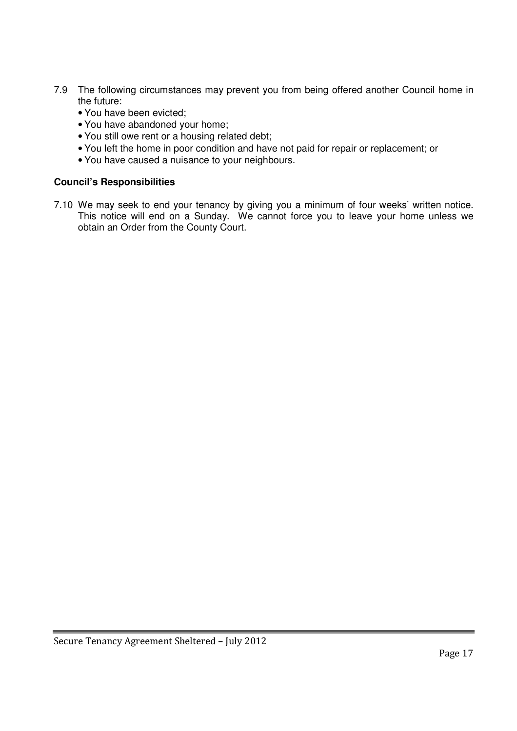7.9 The following circumstances may prevent you from being offered another Council home in the future:

- You have been evicted;
- You have abandoned your home;
- You still owe rent or a housing related debt;
- You left the home in poor condition and have not paid for repair or replacement; or
- You have caused a nuisance to your neighbours.

**Council's Responsibilities**

7.10 We may seek to end your tenancy by giving you a minimum of four weeks' written notice. This notice will end on a Sunday. We cannot force you to leave your home unless we obtain an Order from the County Court.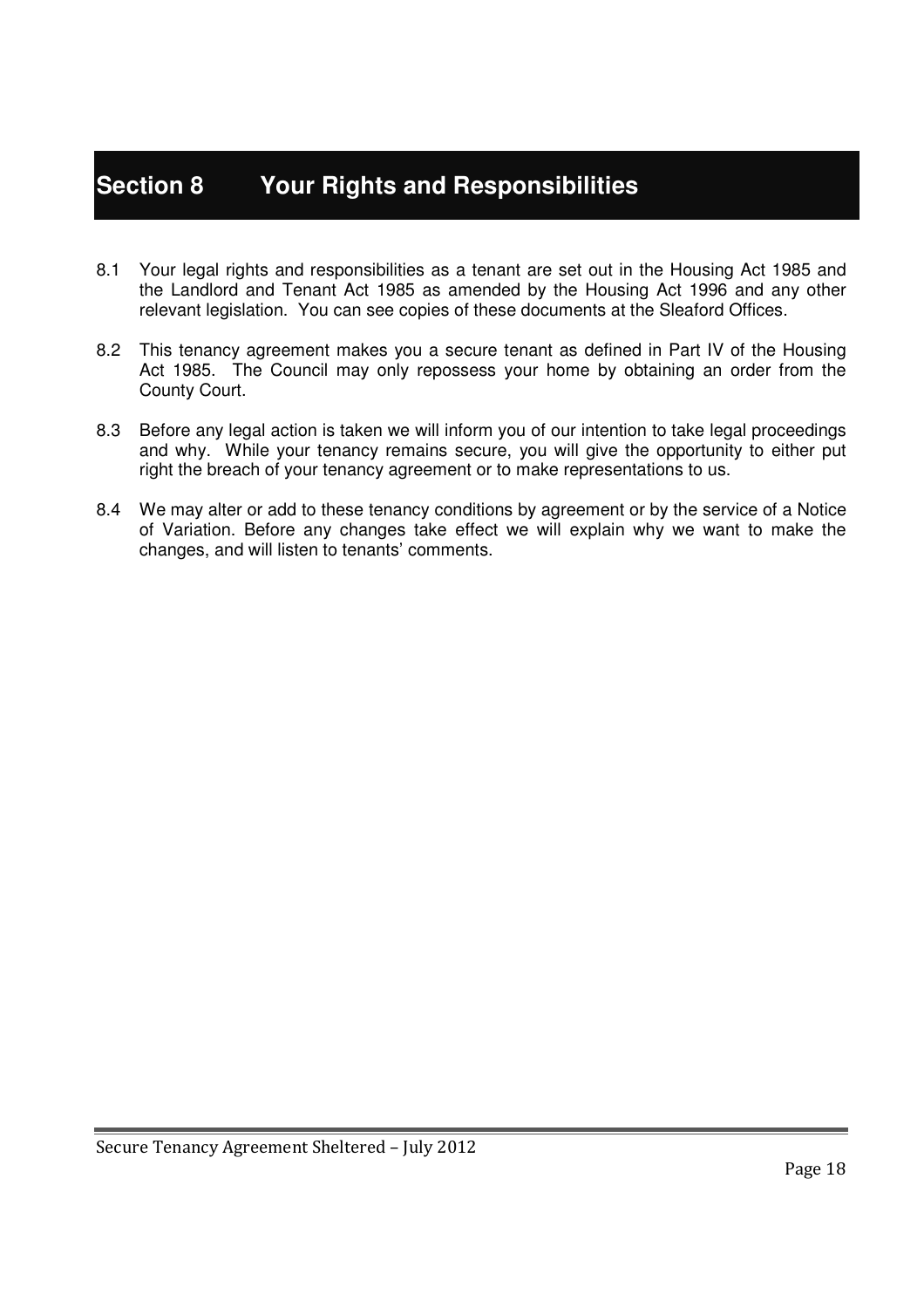# Section 8 Your Rights and Responsibilities

8.1 Your legal rights and responsibilities as a tenant are set out in the Housing Act 1985 and the Landlord and Tenant Act 1985 as amended by the Housing Act 1996 and any other relevant legislation. You can see copies of these documents at the Sleaford Offices.

8.2 This tenancy agreement makes you a secure tenant as defined in Part IV of the Housing Act 1985. The Council may only repossess your home by obtaining an order from the County Court.

8.3 Before any legal action is taken we will inform you of our intention to take legal proceedings and why. While your tenancy remains secure, you will give the opportunity to either put right the breach of your tenancy agreement or to make representations to us.

8.4 We may alter or add to these tenancy conditions by agreement or by the service of a Notice of Variation. Before any changes take effect we will explain why we want to make the changes, and will listen to tenants' comments.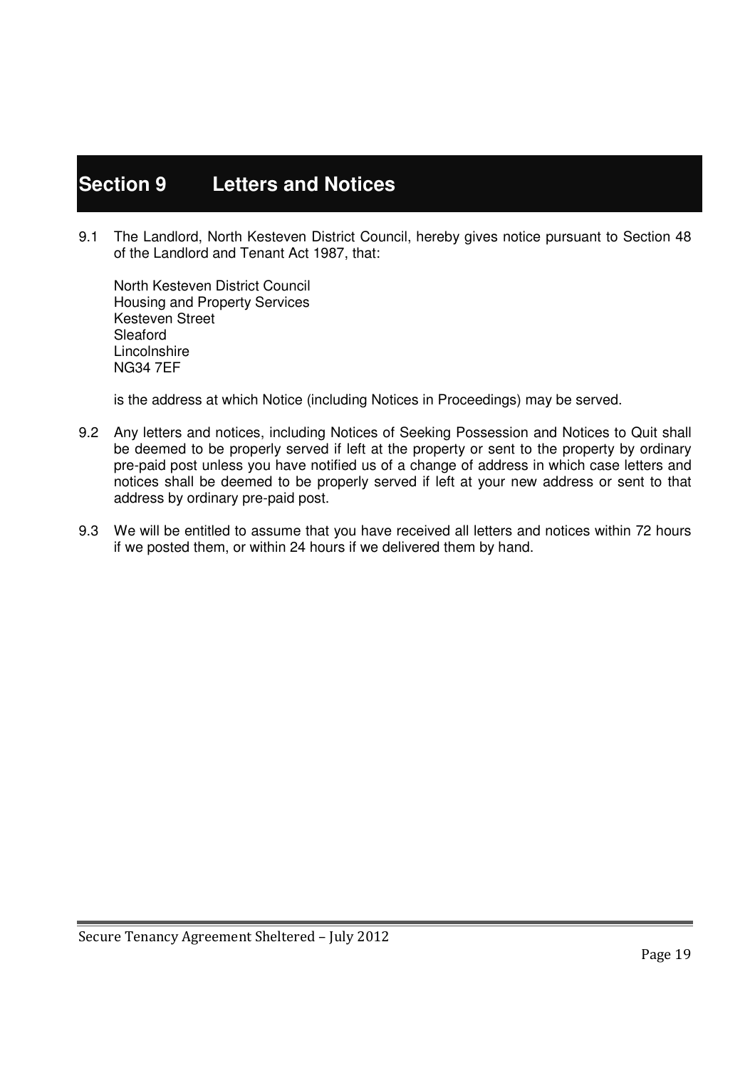# Section 9 Letters and Notices

9.1 The Landlord, North Kesteven District Council, hereby gives notice pursuant to Section 48 of the Landlord and Tenant Act 1987, that:

North Kesteven District Council
Housing and Property Services
Kesteven Street
Sleaford
Lincolnshire
NG34 7EF

is the address at which Notice (including Notices in Proceedings) may be served.

9.2 Any letters and notices, including Notices of Seeking Possession and Notices to Quit shall be deemed to be properly served if left at the property or sent to the property by ordinary pre-paid post unless you have notified us of a change of address in which case letters and notices shall be deemed to be properly served if left at your new address or sent to that address by ordinary pre-paid post.

9.3 We will be entitled to assume that you have received all letters and notices within 72 hours if we posted them, or within 24 hours if we delivered them by hand.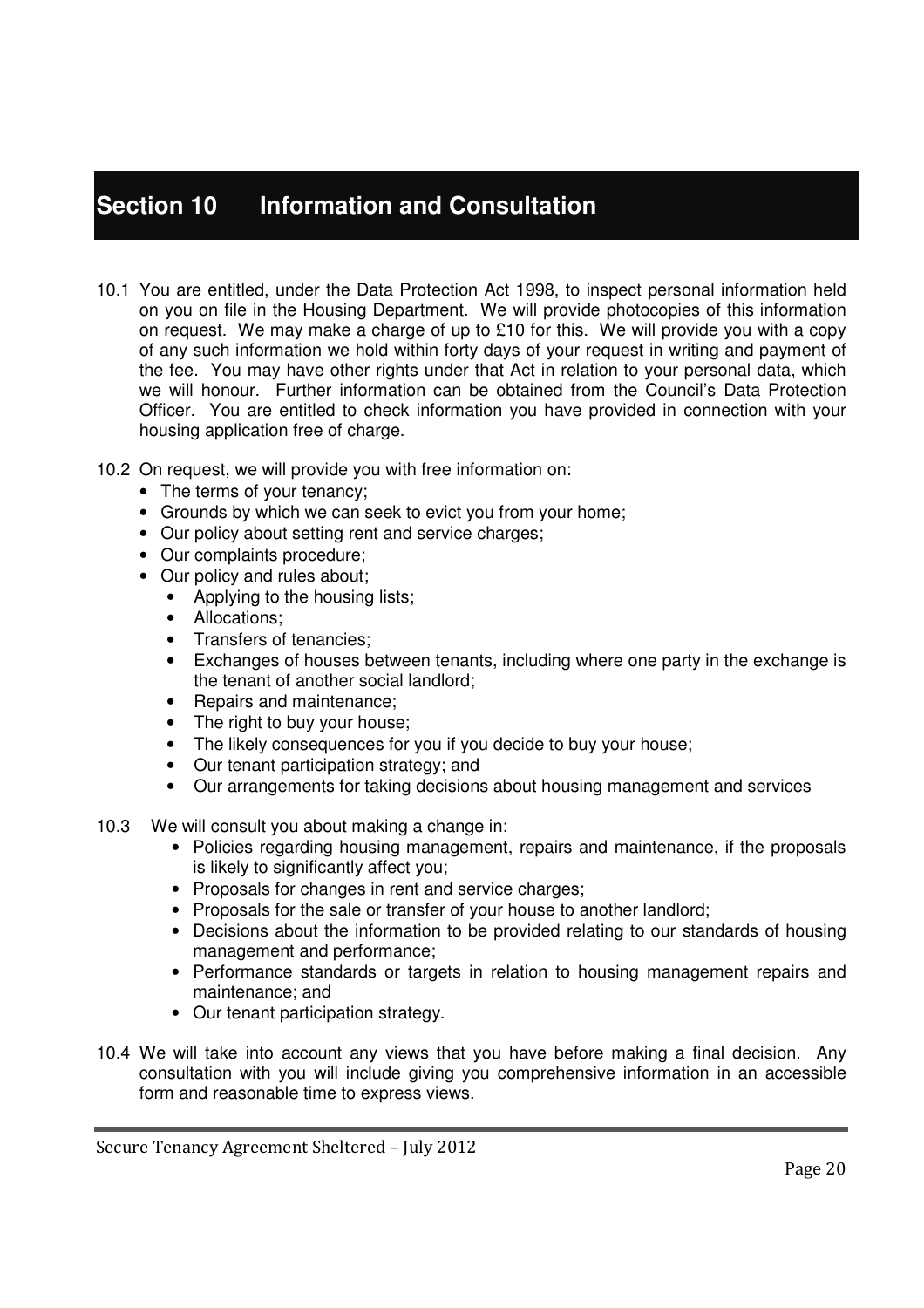# Section 10 Information and Consultation

10.1 You are entitled, under the Data Protection Act 1998, to inspect personal information held on you on file in the Housing Department. We will provide photocopies of this information on request. We may make a charge of up to £10 for this. We will provide you with a copy of any such information we hold within forty days of your request in writing and payment of the fee. You may have other rights under that Act in relation to your personal data, which we will honour. Further information can be obtained from the Council's Data Protection Officer. You are entitled to check information you have provided in connection with your housing application free of charge.

10.2 On request, we will provide you with free information on:

- The terms of your tenancy;
- Grounds by which we can seek to evict you from your home;
- Our policy about setting rent and service charges;
- Our complaints procedure;
- Our policy and rules about;
  - Applying to the housing lists;
  - Allocations;
  - Transfers of tenancies;
  - Exchanges of houses between tenants, including where one party in the exchange is the tenant of another social landlord;
  - Repairs and maintenance;
  - The right to buy your house;
  - The likely consequences for you if you decide to buy your house;
  - Our tenant participation strategy; and
  - Our arrangements for taking decisions about housing management and services

10.3 We will consult you about making a change in:

- Policies regarding housing management, repairs and maintenance, if the proposals is likely to significantly affect you;
- Proposals for changes in rent and service charges;
- Proposals for the sale or transfer of your house to another landlord;
- Decisions about the information to be provided relating to our standards of housing management and performance;
- Performance standards or targets in relation to housing management repairs and maintenance; and
- Our tenant participation strategy.

10.4 We will take into account any views that you have before making a final decision. Any consultation with you will include giving you comprehensive information in an accessible form and reasonable time to express views.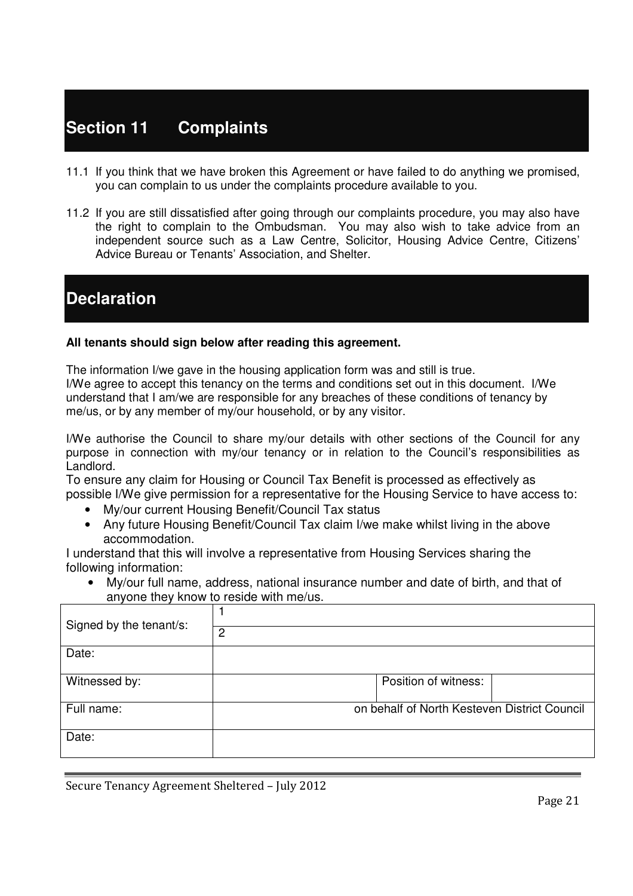# Section 11 Complaints

11.1 If you think that we have broken this Agreement or have failed to do anything we promised, you can complain to us under the complaints procedure available to you.

11.2 If you are still dissatisfied after going through our complaints procedure, you may also have the right to complain to the Ombudsman. You may also wish to take advice from an independent source such as a Law Centre, Solicitor, Housing Advice Centre, Citizens' Advice Bureau or Tenants' Association, and Shelter.

# Declaration

**All tenants should sign below after reading this agreement.**

The information I/we gave in the housing application form was and still is true.
I/We agree to accept this tenancy on the terms and conditions set out in this document. I/We understand that I am/we are responsible for any breaches of these conditions of tenancy by me/us, or by any member of my/our household, or by any visitor.

I/We authorise the Council to share my/our details with other sections of the Council for any purpose in connection with my/our tenancy or in relation to the Council's responsibilities as Landlord.
To ensure any claim for Housing or Council Tax Benefit is processed as effectively as possible I/We give permission for a representative for the Housing Service to have access to:

- My/our current Housing Benefit/Council Tax status
- Any future Housing Benefit/Council Tax claim I/we make whilst living in the above accommodation.

I understand that this will involve a representative from Housing Services sharing the following information:

- My/our full name, address, national insurance number and date of birth, and that of anyone they know to reside with me/us.

| | | | |
|---|---|---|---|
| Signed by the tenant/s: | 1 | | |
| | 2 | | |
| Date: | | | |
| Witnessed by: | | Position of witness: | |
| Full name: | on behalf of North Kesteven District Council | | |
| Date: | | | |